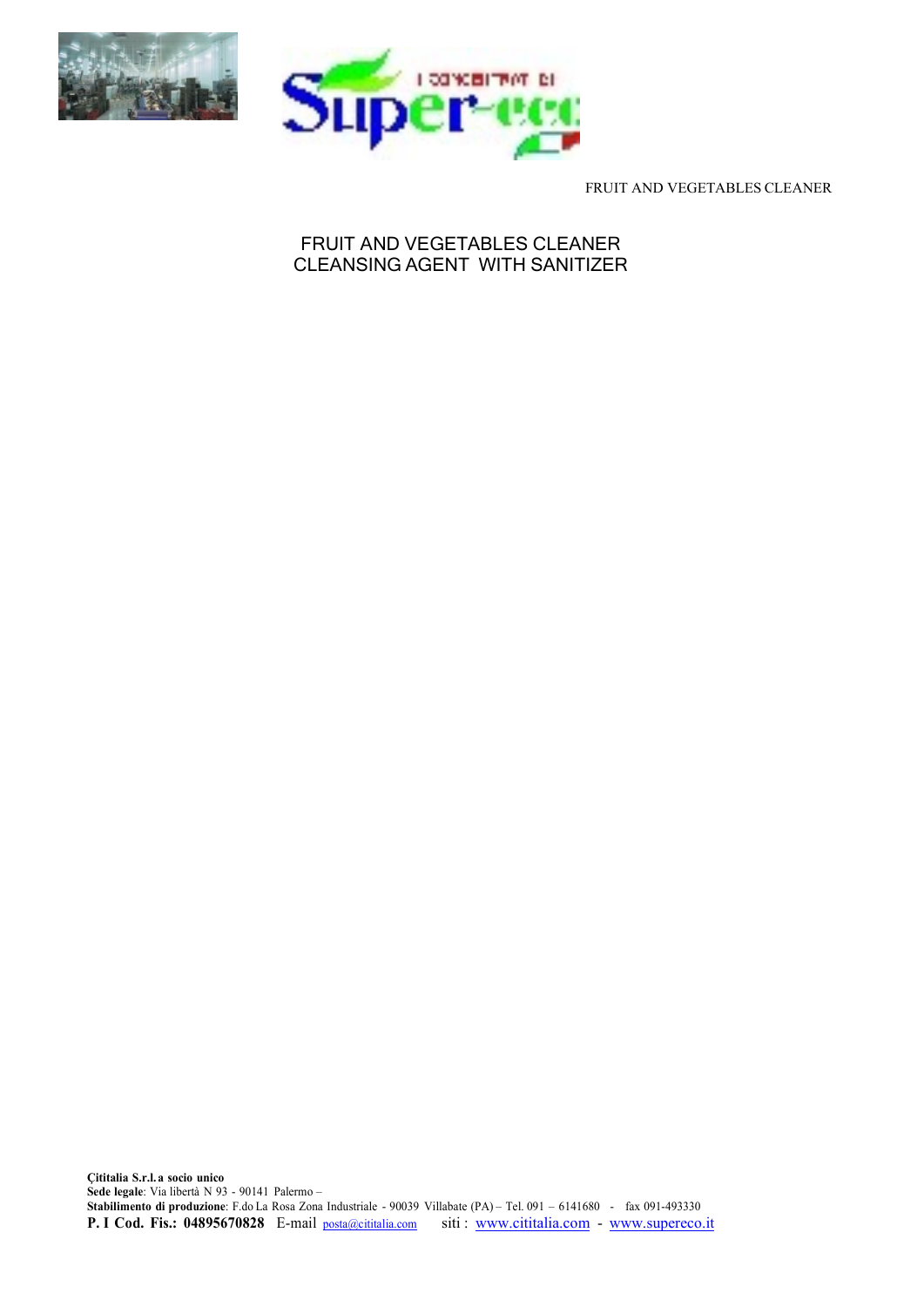# FRUIT AND VEGETABLES CLEANER
## CLEANSING AGENT WITH SANITIZER

**Çititalia S.r.l. a socio unico**
**Sede legale**: Via libertà N 93 - 90141 Palermo –
**Stabilimento di produzione**: F.do La Rosa Zona Industriale - 90039 Villabate (PA) – Tel. 091 – 6141680 - fax 091-493330
**P. I Cod. Fis.: 04895670828** E-mail posta@cititalia.com siti : www.cititalia.com - www.supereco.it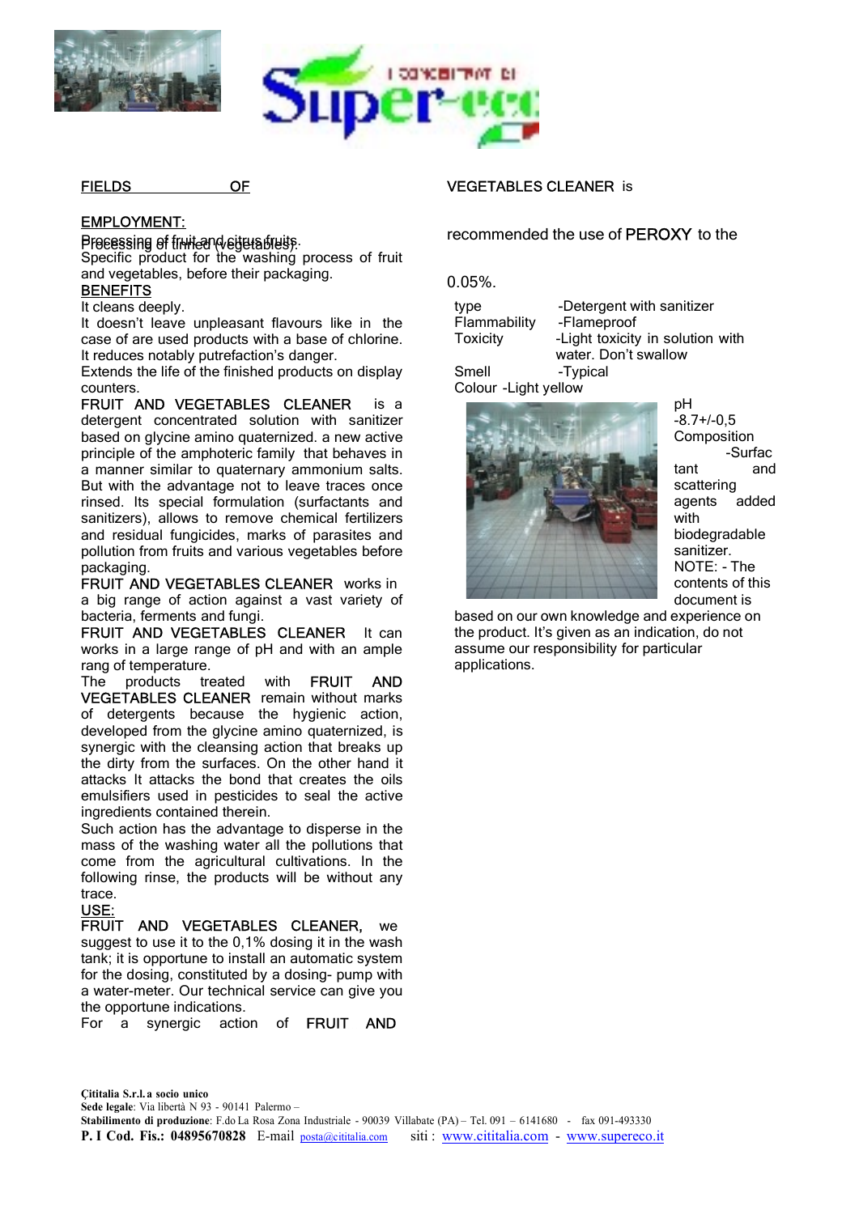FIELDS OF EMPLOYMENT:

Processing of fruit and citrus fruits.
Processing of tinned (vegetables).
Specific product for the washing process of fruit and vegetables, before their packaging.

BENEFITS

It cleans deeply.
It doesn't leave unpleasant flavours like in the case of are used products with a base of chlorine.
It reduces notably putrefaction's danger.
Extends the life of the finished products on display counters.

FRUIT AND VEGETABLES CLEANER is a detergent concentrated solution with sanitizer based on glycine amino quaternized. a new active principle of the amphoteric family that behaves in a manner similar to quaternary ammonium salts. But with the advantage not to leave traces once rinsed. Its special formulation (surfactants and sanitizers), allows to remove chemical fertilizers and residual fungicides, marks of parasites and pollution from fruits and various vegetables before packaging.

FRUIT AND VEGETABLES CLEANER works in a big range of action against a vast variety of bacteria, ferments and fungi.

FRUIT AND VEGETABLES CLEANER It can works in a large range of pH and with an ample rang of temperature.

The products treated with FRUIT AND VEGETABLES CLEANER remain without marks of detergents because the hygienic action, developed from the glycine amino quaternized, is synergic with the cleansing action that breaks up the dirty from the surfaces. On the other hand it attacks It attacks the bond that creates the oils emulsifiers used in pesticides to seal the active ingredients contained therein.

Such action has the advantage to disperse in the mass of the washing water all the pollutions that come from the agricultural cultivations. In the following rinse, the products will be without any trace.

USE:

FRUIT AND VEGETABLES CLEANER, we suggest to use it to the 0,1% dosing it in the wash tank; it is opportune to install an automatic system for the dosing, constituted by a dosing- pump with a water-meter. Our technical service can give you the opportune indications.

For a synergic action of FRUIT AND VEGETABLES CLEANER is recommended the use of PEROXY to the 0.05%.

| | |
|---|---|
| type | -Detergent with sanitizer |
| Flammability | -Flameproof |
| Toxicity | -Light toxicity in solution with water. Don't swallow |
| Smell | -Typical |
| Colour | -Light yellow |
| pH | -8.7+/-0,5 |
| Composition | -Surfactant and scattering agents added with biodegradable sanitizer. |

NOTE: - The contents of this document is based on our own knowledge and experience on the product. It's given as an indication, do not assume our responsibility for particular applications.

**Çititalia S.r.l. a socio unico**
**Sede legale**: Via libertà N 93 - 90141 Palermo –
**Stabilimento di produzione**: F.do La Rosa Zona Industriale - 90039 Villabate (PA) – Tel. 091 – 6141680 - fax 091-493330
**P. I Cod. Fis.: 04895670828** E-mail posta@cititalia.com siti : www.cititalia.com - www.supereco.it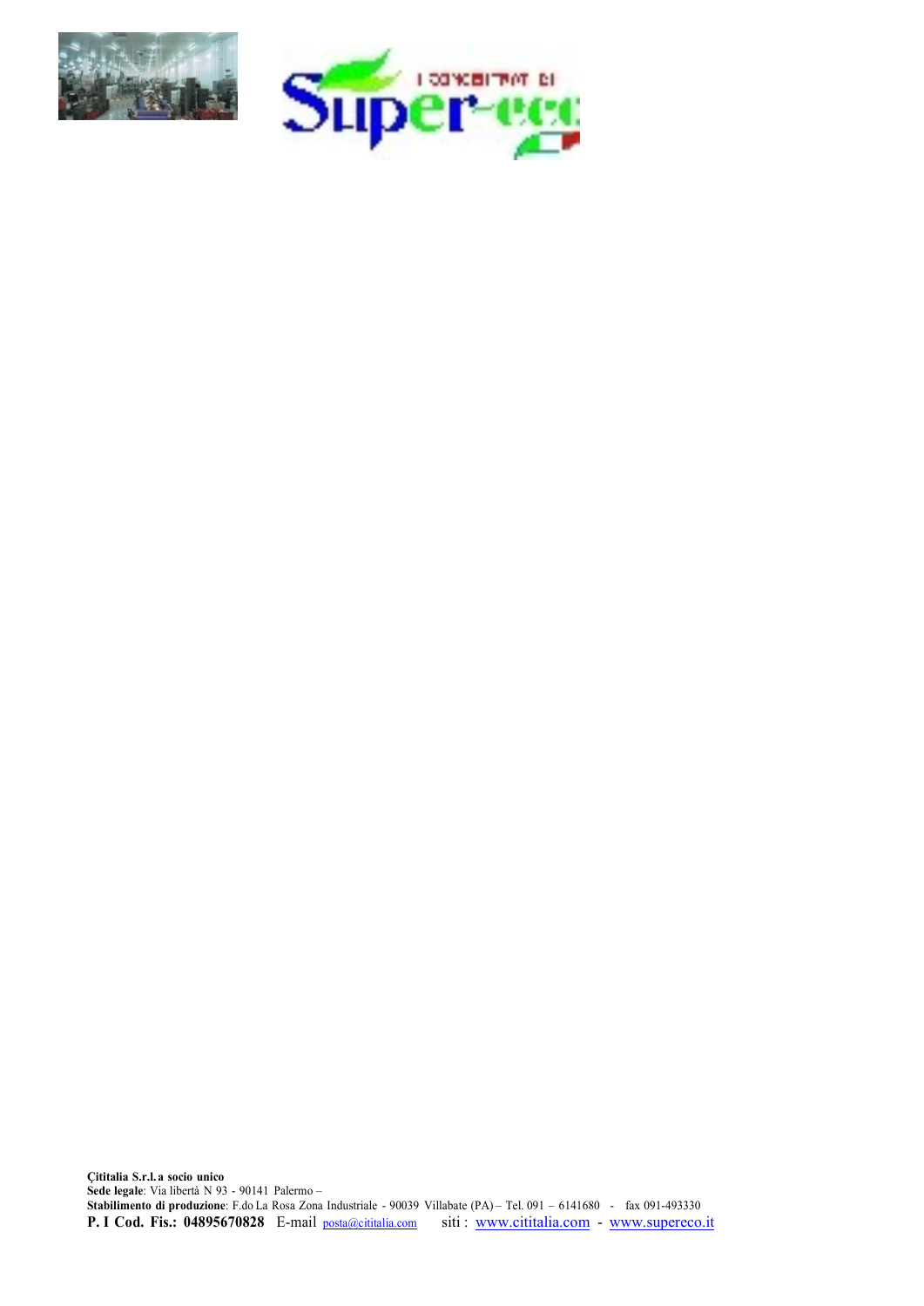**Çititalia S.r.l. a socio unico**
**Sede legale**: Via libertà N 93 - 90141 Palermo –
**Stabilimento di produzione**: F.do La Rosa Zona Industriale - 90039 Villabate (PA) – Tel. 091 – 6141680 - fax 091-493330
**P. I Cod. Fis.: 04895670828** E-mail posta@cititalia.com siti : www.cititalia.com - www.supereco.it